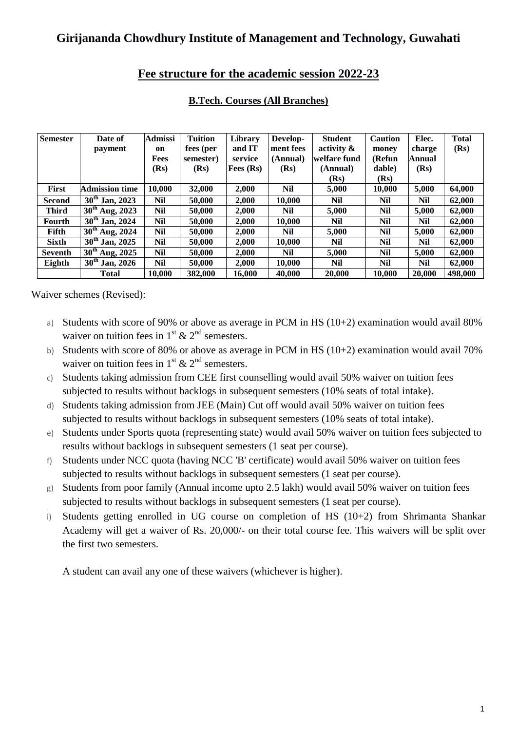# Girijananda Chowdhury Institute of Management and Technology, Guwahati

## Fee structure for the academic session 2022-23

### B.Tech. Courses (All Branches)

| Semester | Date of payment | Admission Fees (Rs) | Tuition fees (per semester) (Rs) | Library and IT service Fees (Rs) | Develop-ment fees (Annual) (Rs) | Student activity & welfare fund (Annual) (Rs) | Caution money (Refundable) (Rs) | Elec. charge Annual (Rs) | Total (Rs) |
|---|---|---|---|---|---|---|---|---|---|
| **First** | **Admission time** | **10,000** | **32,000** | **2,000** | **Nil** | **5,000** | **10,000** | **5,000** | **64,000** |
| **Second** | **30th Jan, 2023** | **Nil** | **50,000** | **2,000** | **10,000** | **Nil** | **Nil** | **Nil** | **62,000** |
| **Third** | **30th Aug, 2023** | **Nil** | **50,000** | **2,000** | **Nil** | **5,000** | **Nil** | **5,000** | **62,000** |
| **Fourth** | **30th Jan, 2024** | **Nil** | **50,000** | **2,000** | **10,000** | **Nil** | **Nil** | **Nil** | **62,000** |
| **Fifth** | **30th Aug, 2024** | **Nil** | **50,000** | **2,000** | **Nil** | **5,000** | **Nil** | **5,000** | **62,000** |
| **Sixth** | **30th Jan, 2025** | **Nil** | **50,000** | **2,000** | **10,000** | **Nil** | **Nil** | **Nil** | **62,000** |
| **Seventh** | **30th Aug, 2025** | **Nil** | **50,000** | **2,000** | **Nil** | **5,000** | **Nil** | **5,000** | **62,000** |
| **Eighth** | **30th Jan, 2026** | **Nil** | **50,000** | **2,000** | **10,000** | **Nil** | **Nil** | **Nil** | **62,000** |
| | **Total** | **10,000** | **382,000** | **16,000** | **40,000** | **20,000** | **10,000** | **20,000** | **498,000** |

Waiver schemes (Revised):

a) Students with score of 90% or above as average in PCM in HS (10+2) examination would avail 80% waiver on tuition fees in 1st & 2nd semesters.

b) Students with score of 80% or above as average in PCM in HS (10+2) examination would avail 70% waiver on tuition fees in 1st & 2nd semesters.

c) Students taking admission from CEE first counselling would avail 50% waiver on tuition fees subjected to results without backlogs in subsequent semesters (10% seats of total intake).

d) Students taking admission from JEE (Main) Cut off would avail 50% waiver on tuition fees subjected to results without backlogs in subsequent semesters (10% seats of total intake).

e) Students under Sports quota (representing state) would avail 50% waiver on tuition fees subjected to results without backlogs in subsequent semesters (1 seat per course).

f) Students under NCC quota (having NCC 'B' certificate) would avail 50% waiver on tuition fees subjected to results without backlogs in subsequent semesters (1 seat per course).

g) Students from poor family (Annual income upto 2.5 lakh) would avail 50% waiver on tuition fees subjected to results without backlogs in subsequent semesters (1 seat per course).

i) Students getting enrolled in UG course on completion of HS (10+2) from Shrimanta Shankar Academy will get a waiver of Rs. 20,000/- on their total course fee. This waivers will be split over the first two semesters.

A student can avail any one of these waivers (whichever is higher).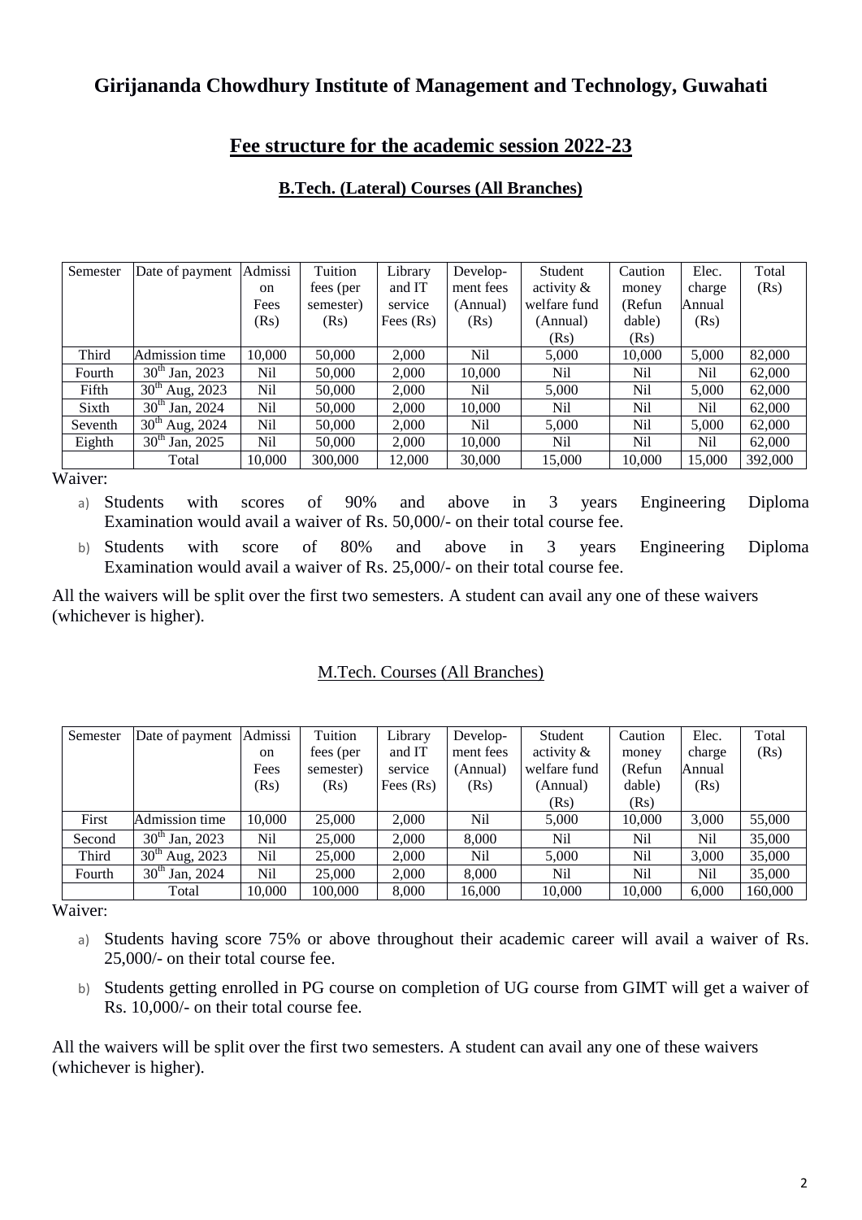## Girijananda Chowdhury Institute of Management and Technology, Guwahati

### Fee structure for the academic session 2022-23

#### B.Tech. (Lateral) Courses (All Branches)

| Semester | Date of payment | Admission Fees (Rs) | Tuition fees (per semester) (Rs) | Library and IT service Fees (Rs) | Develop-ment fees (Annual) (Rs) | Student activity & welfare fund (Annual) (Rs) | Caution money (Refundable) (Rs) | Elec. charge Annual (Rs) | Total (Rs) |
|---|---|---|---|---|---|---|---|---|---|
| Third | Admission time | 10,000 | 50,000 | 2,000 | Nil | 5,000 | 10,000 | 5,000 | 82,000 |
| Fourth | 30th Jan, 2023 | Nil | 50,000 | 2,000 | 10,000 | Nil | Nil | Nil | 62,000 |
| Fifth | 30th Aug, 2023 | Nil | 50,000 | 2,000 | Nil | 5,000 | Nil | 5,000 | 62,000 |
| Sixth | 30th Jan, 2024 | Nil | 50,000 | 2,000 | 10,000 | Nil | Nil | Nil | 62,000 |
| Seventh | 30th Aug, 2024 | Nil | 50,000 | 2,000 | Nil | 5,000 | Nil | 5,000 | 62,000 |
| Eighth | 30th Jan, 2025 | Nil | 50,000 | 2,000 | 10,000 | Nil | Nil | Nil | 62,000 |
| | Total | 10,000 | 300,000 | 12,000 | 30,000 | 15,000 | 10,000 | 15,000 | 392,000 |

Waiver:

a) Students with scores of 90% and above in 3 years Engineering Diploma Examination would avail a waiver of Rs. 50,000/- on their total course fee.

b) Students with score of 80% and above in 3 years Engineering Diploma Examination would avail a waiver of Rs. 25,000/- on their total course fee.

All the waivers will be split over the first two semesters. A student can avail any one of these waivers (whichever is higher).

#### M.Tech. Courses (All Branches)

| Semester | Date of payment | Admission Fees (Rs) | Tuition fees (per semester) (Rs) | Library and IT service Fees (Rs) | Develop-ment fees (Annual) (Rs) | Student activity & welfare fund (Annual) (Rs) | Caution money (Refundable) (Rs) | Elec. charge Annual (Rs) | Total (Rs) |
|---|---|---|---|---|---|---|---|---|---|
| First | Admission time | 10,000 | 25,000 | 2,000 | Nil | 5,000 | 10,000 | 3,000 | 55,000 |
| Second | 30th Jan, 2023 | Nil | 25,000 | 2,000 | 8,000 | Nil | Nil | Nil | 35,000 |
| Third | 30th Aug, 2023 | Nil | 25,000 | 2,000 | Nil | 5,000 | Nil | 3,000 | 35,000 |
| Fourth | 30th Jan, 2024 | Nil | 25,000 | 2,000 | 8,000 | Nil | Nil | Nil | 35,000 |
| | Total | 10,000 | 100,000 | 8,000 | 16,000 | 10,000 | 10,000 | 6,000 | 160,000 |

Waiver:

a) Students having score 75% or above throughout their academic career will avail a waiver of Rs. 25,000/- on their total course fee.

b) Students getting enrolled in PG course on completion of UG course from GIMT will get a waiver of Rs. 10,000/- on their total course fee.

All the waivers will be split over the first two semesters. A student can avail any one of these waivers (whichever is higher).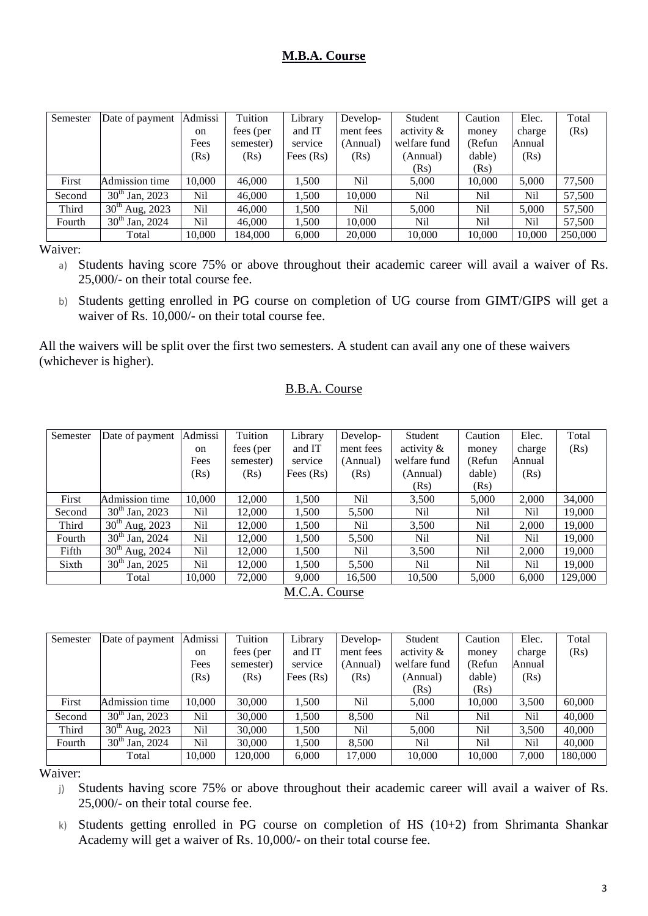## M.B.A. Course

| Semester | Date of payment | Admission Fees (Rs) | Tuition fees (per semester) (Rs) | Library and IT service Fees (Rs) | Development fees (Annual) (Rs) | Student activity & welfare fund (Annual) (Rs) | Caution money (Refundable) (Rs) | Elec. charge Annual (Rs) | Total (Rs) |
|---|---|---|---|---|---|---|---|---|---|
| First | Admission time | 10,000 | 46,000 | 1,500 | Nil | 5,000 | 10,000 | 5,000 | 77,500 |
| Second | 30th Jan, 2023 | Nil | 46,000 | 1,500 | 10,000 | Nil | Nil | Nil | 57,500 |
| Third | 30th Aug, 2023 | Nil | 46,000 | 1,500 | Nil | 5,000 | Nil | 5,000 | 57,500 |
| Fourth | 30th Jan, 2024 | Nil | 46,000 | 1,500 | 10,000 | Nil | Nil | Nil | 57,500 |
| | Total | 10,000 | 184,000 | 6,000 | 20,000 | 10,000 | 10,000 | 10,000 | 250,000 |

Waiver:

a) Students having score 75% or above throughout their academic career will avail a waiver of Rs. 25,000/- on their total course fee.

b) Students getting enrolled in PG course on completion of UG course from GIMT/GIPS will get a waiver of Rs. 10,000/- on their total course fee.

All the waivers will be split over the first two semesters. A student can avail any one of these waivers (whichever is higher).

## B.B.A. Course

| Semester | Date of payment | Admission Fees (Rs) | Tuition fees (per semester) (Rs) | Library and IT service Fees (Rs) | Development fees (Annual) (Rs) | Student activity & welfare fund (Annual) (Rs) | Caution money (Refundable) (Rs) | Elec. charge Annual (Rs) | Total (Rs) |
|---|---|---|---|---|---|---|---|---|---|
| First | Admission time | 10,000 | 12,000 | 1,500 | Nil | 3,500 | 5,000 | 2,000 | 34,000 |
| Second | 30th Jan, 2023 | Nil | 12,000 | 1,500 | 5,500 | Nil | Nil | Nil | 19,000 |
| Third | 30th Aug, 2023 | Nil | 12,000 | 1,500 | Nil | 3,500 | Nil | 2,000 | 19,000 |
| Fourth | 30th Jan, 2024 | Nil | 12,000 | 1,500 | 5,500 | Nil | Nil | Nil | 19,000 |
| Fifth | 30th Aug, 2024 | Nil | 12,000 | 1,500 | Nil | 3,500 | Nil | 2,000 | 19,000 |
| Sixth | 30th Jan, 2025 | Nil | 12,000 | 1,500 | 5,500 | Nil | Nil | Nil | 19,000 |
| | Total | 10,000 | 72,000 | 9,000 | 16,500 | 10,500 | 5,000 | 6,000 | 129,000 |

## M.C.A. Course

| Semester | Date of payment | Admission Fees (Rs) | Tuition fees (per semester) (Rs) | Library and IT service Fees (Rs) | Development fees (Annual) (Rs) | Student activity & welfare fund (Annual) (Rs) | Caution money (Refundable) (Rs) | Elec. charge Annual (Rs) | Total (Rs) |
|---|---|---|---|---|---|---|---|---|---|
| First | Admission time | 10,000 | 30,000 | 1,500 | Nil | 5,000 | 10,000 | 3,500 | 60,000 |
| Second | 30th Jan, 2023 | Nil | 30,000 | 1,500 | 8,500 | Nil | Nil | Nil | 40,000 |
| Third | 30th Aug, 2023 | Nil | 30,000 | 1,500 | Nil | 5,000 | Nil | 3,500 | 40,000 |
| Fourth | 30th Jan, 2024 | Nil | 30,000 | 1,500 | 8,500 | Nil | Nil | Nil | 40,000 |
| | Total | 10,000 | 120,000 | 6,000 | 17,000 | 10,000 | 10,000 | 7,000 | 180,000 |

Waiver:

j) Students having score 75% or above throughout their academic career will avail a waiver of Rs. 25,000/- on their total course fee.

k) Students getting enrolled in PG course on completion of HS (10+2) from Shrimanta Shankar Academy will get a waiver of Rs. 10,000/- on their total course fee.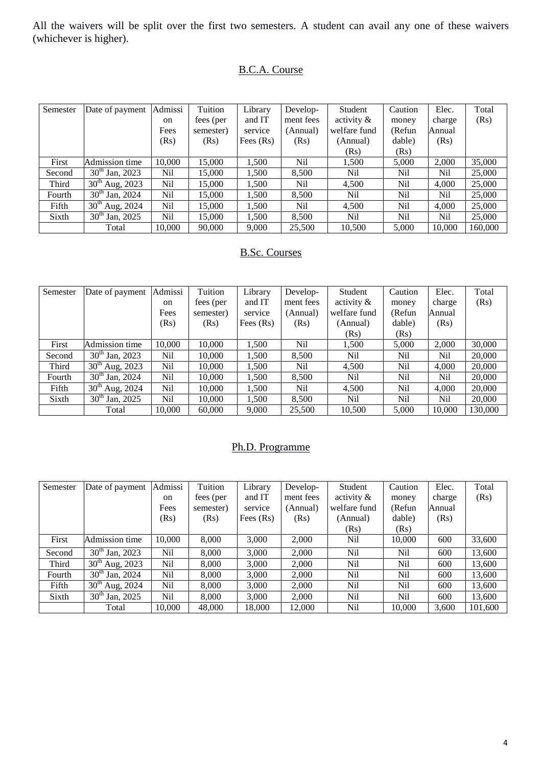All the waivers will be split over the first two semesters. A student can avail any one of these waivers (whichever is higher).

## B.C.A. Course

| Semester | Date of payment | Admission Fees (Rs) | Tuition fees (per semester) (Rs) | Library and IT service Fees (Rs) | Development fees (Annual) (Rs) | Student activity & welfare fund (Annual) (Rs) | Caution money (Refundable) (Rs) | Elec. charge Annual (Rs) | Total (Rs) |
|---|---|---|---|---|---|---|---|---|---|
| First | Admission time | 10,000 | 15,000 | 1,500 | Nil | 1,500 | 5,000 | 2,000 | 35,000 |
| Second | 30th Jan, 2023 | Nil | 15,000 | 1,500 | 8,500 | Nil | Nil | Nil | 25,000 |
| Third | 30th Aug, 2023 | Nil | 15,000 | 1,500 | Nil | 4,500 | Nil | 4,000 | 25,000 |
| Fourth | 30th Jan, 2024 | Nil | 15,000 | 1,500 | 8,500 | Nil | Nil | Nil | 25,000 |
| Fifth | 30th Aug, 2024 | Nil | 15,000 | 1,500 | Nil | 4,500 | Nil | 4,000 | 25,000 |
| Sixth | 30th Jan, 2025 | Nil | 15,000 | 1,500 | 8,500 | Nil | Nil | Nil | 25,000 |
| | Total | 10,000 | 90,000 | 9,000 | 25,500 | 10,500 | 5,000 | 10,000 | 160,000 |

## B.Sc. Courses

| Semester | Date of payment | Admission Fees (Rs) | Tuition fees (per semester) (Rs) | Library and IT service Fees (Rs) | Development fees (Annual) (Rs) | Student activity & welfare fund (Annual) (Rs) | Caution money (Refundable) (Rs) | Elec. charge Annual (Rs) | Total (Rs) |
|---|---|---|---|---|---|---|---|---|---|
| First | Admission time | 10,000 | 10,000 | 1,500 | Nil | 1,500 | 5,000 | 2,000 | 30,000 |
| Second | 30th Jan, 2023 | Nil | 10,000 | 1,500 | 8,500 | Nil | Nil | Nil | 20,000 |
| Third | 30th Aug, 2023 | Nil | 10,000 | 1,500 | Nil | 4,500 | Nil | 4,000 | 20,000 |
| Fourth | 30th Jan, 2024 | Nil | 10,000 | 1,500 | 8,500 | Nil | Nil | Nil | 20,000 |
| Fifth | 30th Aug, 2024 | Nil | 10,000 | 1,500 | Nil | 4,500 | Nil | 4,000 | 20,000 |
| Sixth | 30th Jan, 2025 | Nil | 10,000 | 1,500 | 8,500 | Nil | Nil | Nil | 20,000 |
| | Total | 10,000 | 60,000 | 9,000 | 25,500 | 10,500 | 5,000 | 10,000 | 130,000 |

## Ph.D. Programme

| Semester | Date of payment | Admission Fees (Rs) | Tuition fees (per semester) (Rs) | Library and IT service Fees (Rs) | Development fees (Annual) (Rs) | Student activity & welfare fund (Annual) (Rs) | Caution money (Refundable) (Rs) | Elec. charge Annual (Rs) | Total (Rs) |
|---|---|---|---|---|---|---|---|---|---|
| First | Admission time | 10,000 | 8,000 | 3,000 | 2,000 | Nil | 10,000 | 600 | 33,600 |
| Second | 30th Jan, 2023 | Nil | 8,000 | 3,000 | 2,000 | Nil | Nil | 600 | 13,600 |
| Third | 30th Aug, 2023 | Nil | 8,000 | 3,000 | 2,000 | Nil | Nil | 600 | 13,600 |
| Fourth | 30th Jan, 2024 | Nil | 8,000 | 3,000 | 2,000 | Nil | Nil | 600 | 13,600 |
| Fifth | 30th Aug, 2024 | Nil | 8,000 | 3,000 | 2,000 | Nil | Nil | 600 | 13,600 |
| Sixth | 30th Jan, 2025 | Nil | 8,000 | 3,000 | 2,000 | Nil | Nil | 600 | 13,600 |
| | Total | 10,000 | 48,000 | 18,000 | 12,000 | Nil | 10,000 | 3,600 | 101,600 |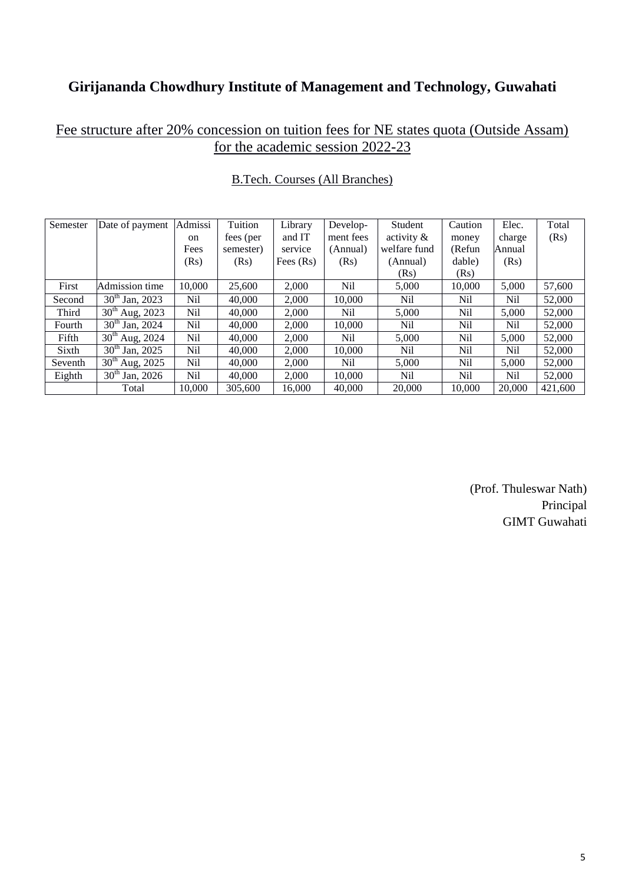# Girijananda Chowdhury Institute of Management and Technology, Guwahati

## Fee structure after 20% concession on tuition fees for NE states quota (Outside Assam) for the academic session 2022-23

### B.Tech. Courses (All Branches)

| Semester | Date of payment | Admission Fees (Rs) | Tuition fees (per semester) (Rs) | Library and IT service Fees (Rs) | Develop-ment fees (Annual) (Rs) | Student activity & welfare fund (Annual) (Rs) | Caution money (Refundable) (Rs) | Elec. charge Annual (Rs) | Total (Rs) |
|---|---|---|---|---|---|---|---|---|---|
| First | Admission time | 10,000 | 25,600 | 2,000 | Nil | 5,000 | 10,000 | 5,000 | 57,600 |
| Second | 30th Jan, 2023 | Nil | 40,000 | 2,000 | 10,000 | Nil | Nil | Nil | 52,000 |
| Third | 30th Aug, 2023 | Nil | 40,000 | 2,000 | Nil | 5,000 | Nil | 5,000 | 52,000 |
| Fourth | 30th Jan, 2024 | Nil | 40,000 | 2,000 | 10,000 | Nil | Nil | Nil | 52,000 |
| Fifth | 30th Aug, 2024 | Nil | 40,000 | 2,000 | Nil | 5,000 | Nil | 5,000 | 52,000 |
| Sixth | 30th Jan, 2025 | Nil | 40,000 | 2,000 | 10,000 | Nil | Nil | Nil | 52,000 |
| Seventh | 30th Aug, 2025 | Nil | 40,000 | 2,000 | Nil | 5,000 | Nil | 5,000 | 52,000 |
| Eighth | 30th Jan, 2026 | Nil | 40,000 | 2,000 | 10,000 | Nil | Nil | Nil | 52,000 |
| | Total | 10,000 | 305,600 | 16,000 | 40,000 | 20,000 | 10,000 | 20,000 | 421,600 |

(Prof. Thuleswar Nath)
Principal
GIMT Guwahati